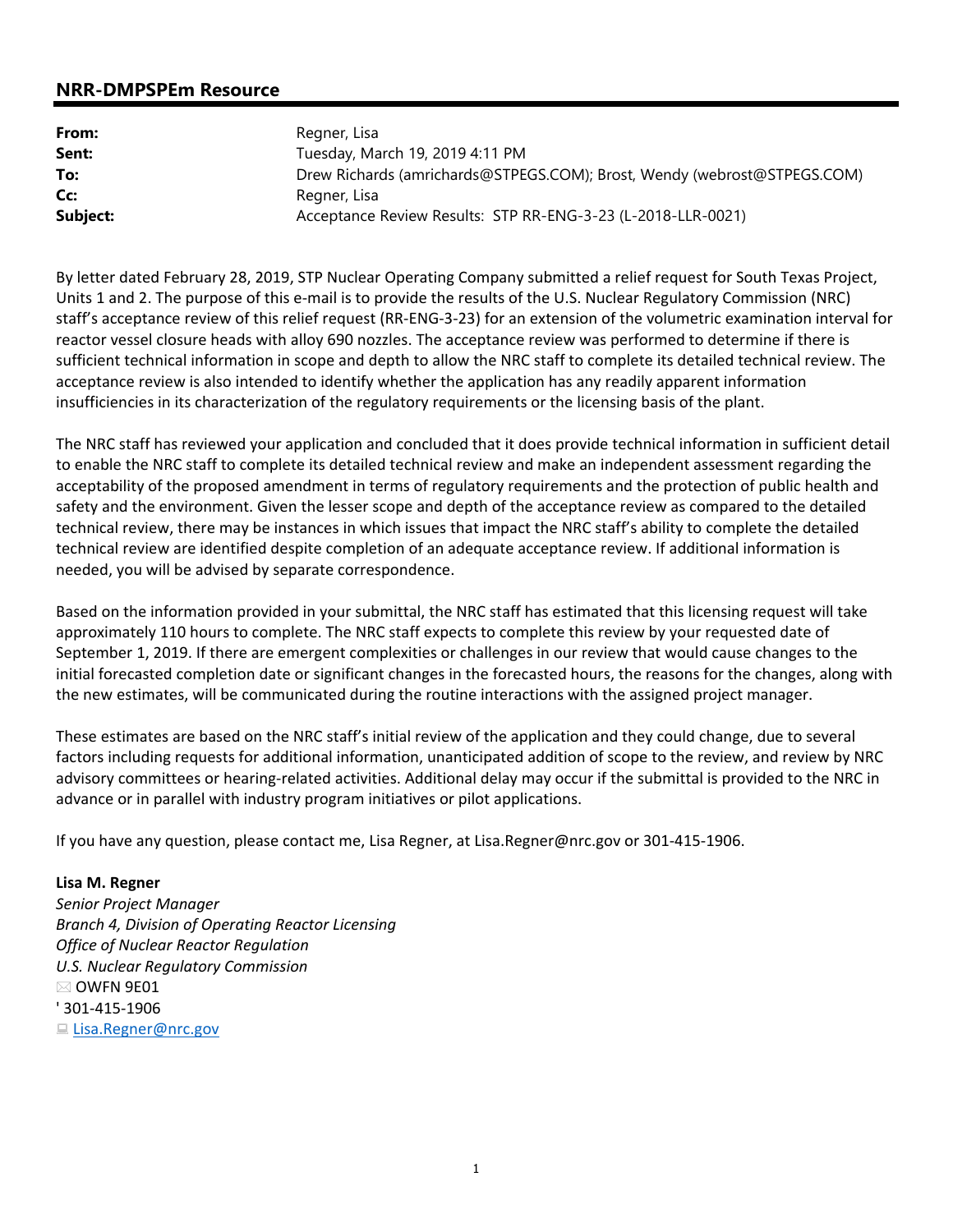## NRR-DMPSPEm Resource

| | |
|---|---|
| **From:** | Regner, Lisa |
| **Sent:** | Tuesday, March 19, 2019 4:11 PM |
| **To:** | Drew Richards (amrichards@STPEGS.COM); Brost, Wendy (webrost@STPEGS.COM) |
| **Cc:** | Regner, Lisa |
| **Subject:** | Acceptance Review Results: STP RR-ENG-3-23 (L-2018-LLR-0021) |

By letter dated February 28, 2019, STP Nuclear Operating Company submitted a relief request for South Texas Project, Units 1 and 2. The purpose of this e-mail is to provide the results of the U.S. Nuclear Regulatory Commission (NRC) staff's acceptance review of this relief request (RR-ENG-3-23) for an extension of the volumetric examination interval for reactor vessel closure heads with alloy 690 nozzles. The acceptance review was performed to determine if there is sufficient technical information in scope and depth to allow the NRC staff to complete its detailed technical review. The acceptance review is also intended to identify whether the application has any readily apparent information insufficiencies in its characterization of the regulatory requirements or the licensing basis of the plant.

The NRC staff has reviewed your application and concluded that it does provide technical information in sufficient detail to enable the NRC staff to complete its detailed technical review and make an independent assessment regarding the acceptability of the proposed amendment in terms of regulatory requirements and the protection of public health and safety and the environment. Given the lesser scope and depth of the acceptance review as compared to the detailed technical review, there may be instances in which issues that impact the NRC staff's ability to complete the detailed technical review are identified despite completion of an adequate acceptance review. If additional information is needed, you will be advised by separate correspondence.

Based on the information provided in your submittal, the NRC staff has estimated that this licensing request will take approximately 110 hours to complete. The NRC staff expects to complete this review by your requested date of September 1, 2019. If there are emergent complexities or challenges in our review that would cause changes to the initial forecasted completion date or significant changes in the forecasted hours, the reasons for the changes, along with the new estimates, will be communicated during the routine interactions with the assigned project manager.

These estimates are based on the NRC staff's initial review of the application and they could change, due to several factors including requests for additional information, unanticipated addition of scope to the review, and review by NRC advisory committees or hearing-related activities. Additional delay may occur if the submittal is provided to the NRC in advance or in parallel with industry program initiatives or pilot applications.

If you have any question, please contact me, Lisa Regner, at Lisa.Regner@nrc.gov or 301-415-1906.

**Lisa M. Regner**
*Senior Project Manager*
*Branch 4, Division of Operating Reactor Licensing*
*Office of Nuclear Reactor Regulation*
*U.S. Nuclear Regulatory Commission*
OWFN 9E01
301-415-1906
Lisa.Regner@nrc.gov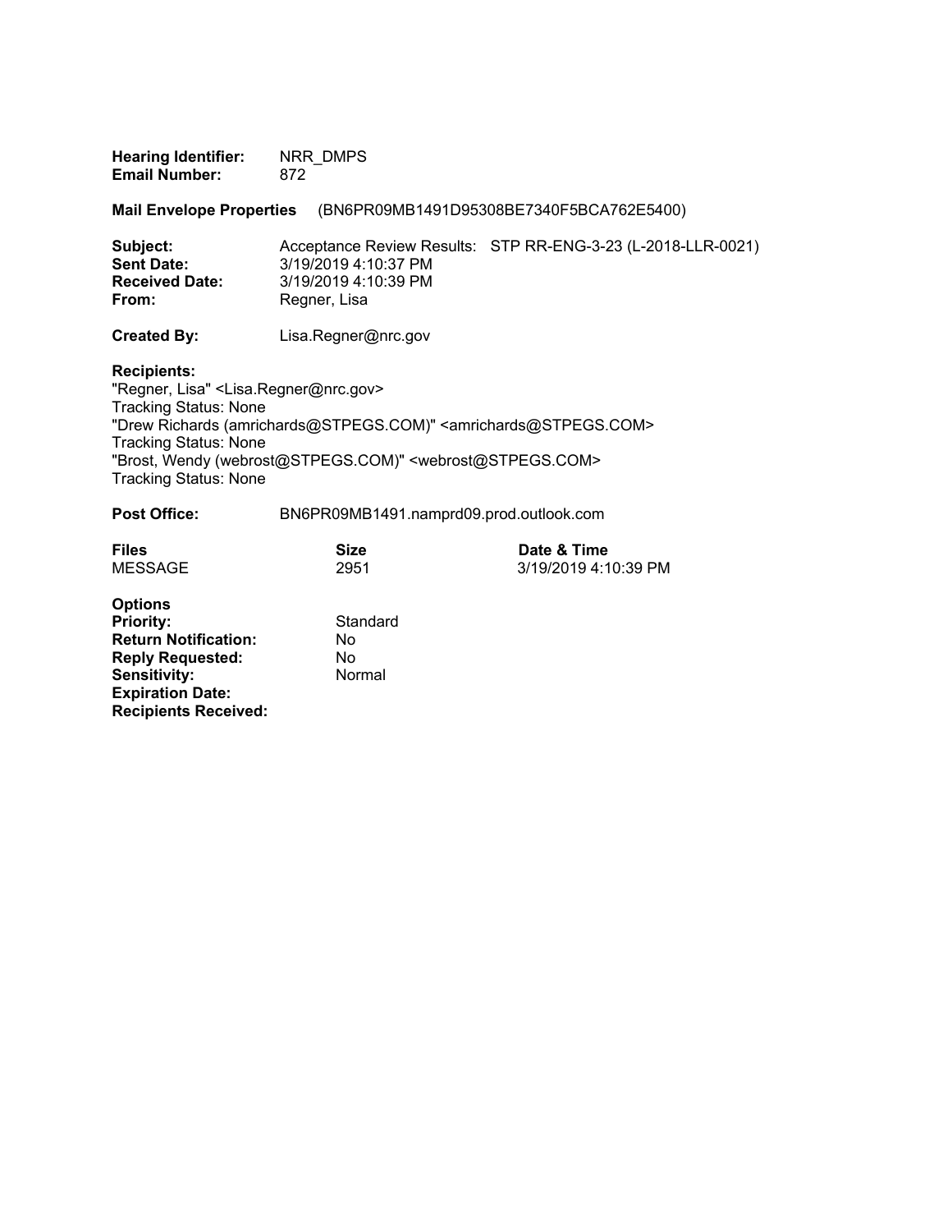**Hearing Identifier:** NRR_DMPS
**Email Number:** 872

**Mail Envelope Properties** (BN6PR09MB1491D95308BE7340F5BCA762E5400)

**Subject:** Acceptance Review Results: STP RR-ENG-3-23 (L-2018-LLR-0021)
**Sent Date:** 3/19/2019 4:10:37 PM
**Received Date:** 3/19/2019 4:10:39 PM
**From:** Regner, Lisa

**Created By:** Lisa.Regner@nrc.gov

**Recipients:**
"Regner, Lisa" <Lisa.Regner@nrc.gov>
Tracking Status: None
"Drew Richards (amrichards@STPEGS.COM)" <amrichards@STPEGS.COM>
Tracking Status: None
"Brost, Wendy (webrost@STPEGS.COM)" <webrost@STPEGS.COM>
Tracking Status: None

**Post Office:** BN6PR09MB1491.namprd09.prod.outlook.com

| **Files** | **Size** | **Date & Time** |
| --- | --- | --- |
| MESSAGE | 2951 | 3/19/2019 4:10:39 PM |

**Options**
**Priority:** Standard
**Return Notification:** No
**Reply Requested:** No
**Sensitivity:** Normal
**Expiration Date:**
**Recipients Received:**